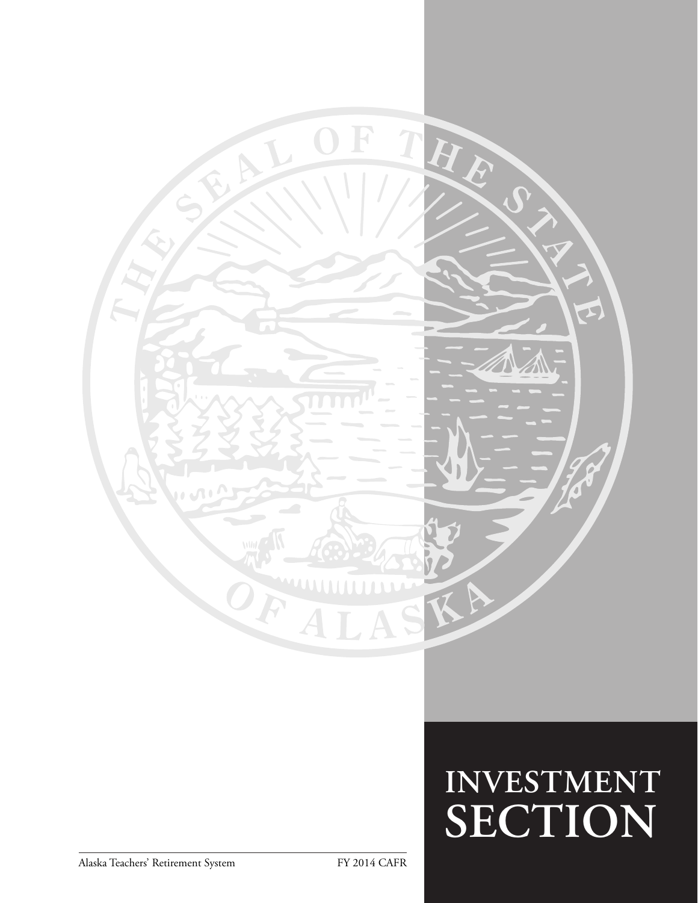# INVESTMENT SECTION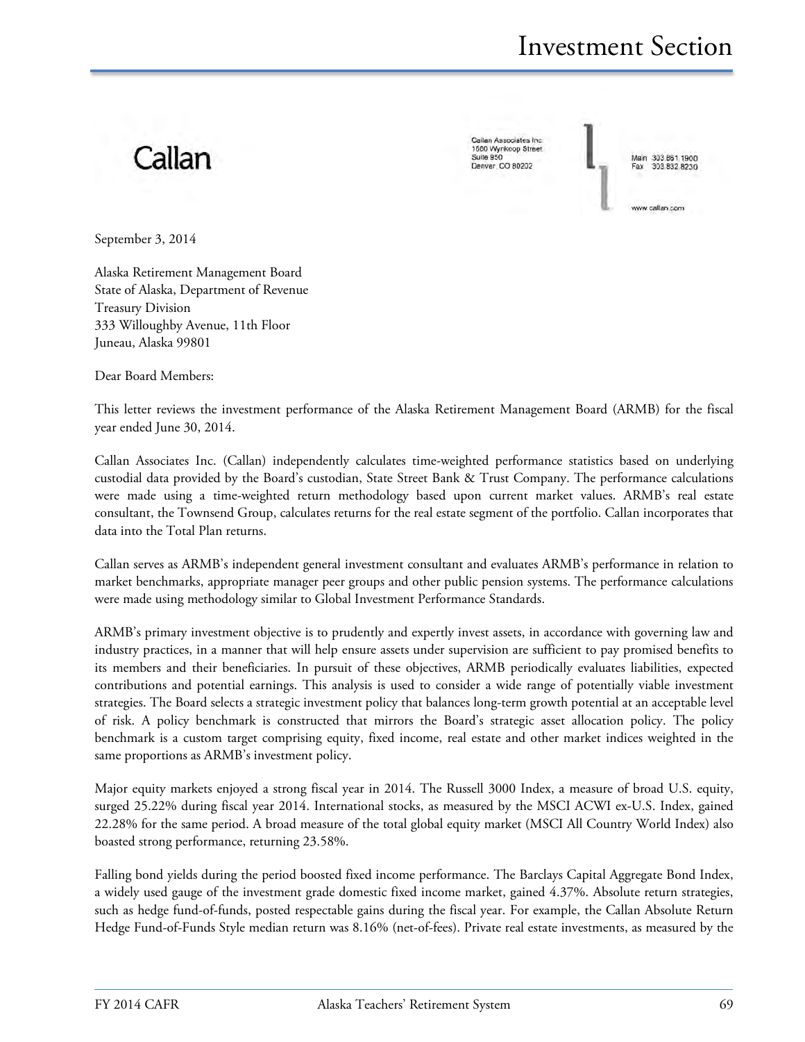Callan

Callan Associates Inc.
1660 Wynkoop Street
Suite 950
Denver, CO 80202

Main 303.861.1900
Fax 303.832.8230

www.callan.com

September 3, 2014

Alaska Retirement Management Board
State of Alaska, Department of Revenue
Treasury Division
333 Willoughby Avenue, 11th Floor
Juneau, Alaska 99801

Dear Board Members:

This letter reviews the investment performance of the Alaska Retirement Management Board (ARMB) for the fiscal year ended June 30, 2014.

Callan Associates Inc. (Callan) independently calculates time-weighted performance statistics based on underlying custodial data provided by the Board's custodian, State Street Bank & Trust Company. The performance calculations were made using a time-weighted return methodology based upon current market values. ARMB's real estate consultant, the Townsend Group, calculates returns for the real estate segment of the portfolio. Callan incorporates that data into the Total Plan returns.

Callan serves as ARMB's independent general investment consultant and evaluates ARMB's performance in relation to market benchmarks, appropriate manager peer groups and other public pension systems. The performance calculations were made using methodology similar to Global Investment Performance Standards.

ARMB's primary investment objective is to prudently and expertly invest assets, in accordance with governing law and industry practices, in a manner that will help ensure assets under supervision are sufficient to pay promised benefits to its members and their beneficiaries. In pursuit of these objectives, ARMB periodically evaluates liabilities, expected contributions and potential earnings. This analysis is used to consider a wide range of potentially viable investment strategies. The Board selects a strategic investment policy that balances long-term growth potential at an acceptable level of risk. A policy benchmark is constructed that mirrors the Board's strategic asset allocation policy. The policy benchmark is a custom target comprising equity, fixed income, real estate and other market indices weighted in the same proportions as ARMB's investment policy.

Major equity markets enjoyed a strong fiscal year in 2014. The Russell 3000 Index, a measure of broad U.S. equity, surged 25.22% during fiscal year 2014. International stocks, as measured by the MSCI ACWI ex-U.S. Index, gained 22.28% for the same period. A broad measure of the total global equity market (MSCI All Country World Index) also boasted strong performance, returning 23.58%.

Falling bond yields during the period boosted fixed income performance. The Barclays Capital Aggregate Bond Index, a widely used gauge of the investment grade domestic fixed income market, gained 4.37%. Absolute return strategies, such as hedge fund-of-funds, posted respectable gains during the fiscal year. For example, the Callan Absolute Return Hedge Fund-of-Funds Style median return was 8.16% (net-of-fees). Private real estate investments, as measured by the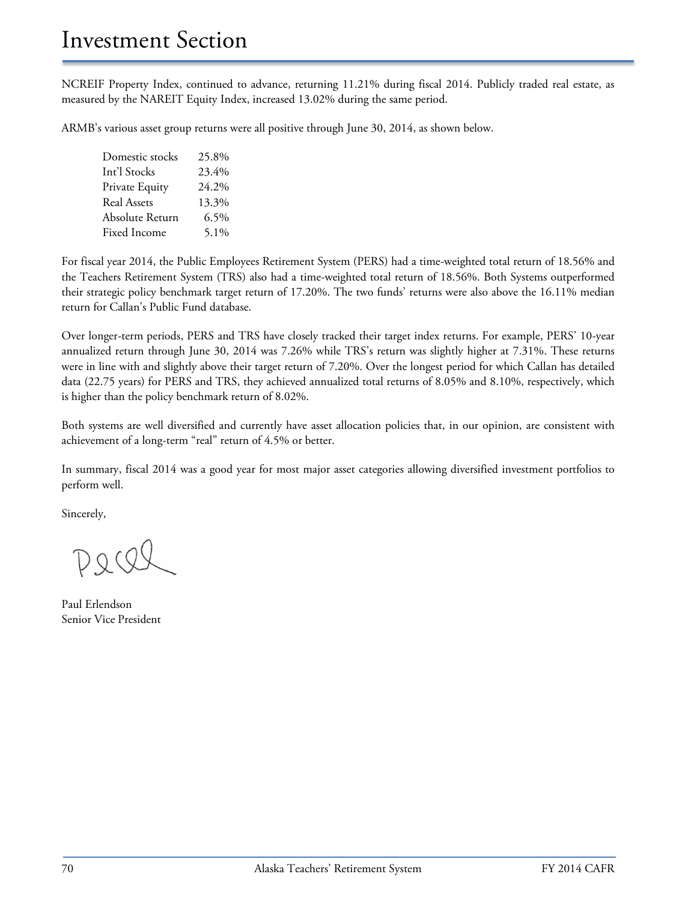NCREIF Property Index, continued to advance, returning 11.21% during fiscal 2014. Publicly traded real estate, as measured by the NAREIT Equity Index, increased 13.02% during the same period.

ARMB's various asset group returns were all positive through June 30, 2014, as shown below.

| | |
|---|---|
| Domestic stocks | 25.8% |
| Int'l Stocks | 23.4% |
| Private Equity | 24.2% |
| Real Assets | 13.3% |
| Absolute Return | 6.5% |
| Fixed Income | 5.1% |

For fiscal year 2014, the Public Employees Retirement System (PERS) had a time-weighted total return of 18.56% and the Teachers Retirement System (TRS) also had a time-weighted total return of 18.56%. Both Systems outperformed their strategic policy benchmark target return of 17.20%. The two funds' returns were also above the 16.11% median return for Callan's Public Fund database.

Over longer-term periods, PERS and TRS have closely tracked their target index returns. For example, PERS' 10-year annualized return through June 30, 2014 was 7.26% while TRS's return was slightly higher at 7.31%. These returns were in line with and slightly above their target return of 7.20%. Over the longest period for which Callan has detailed data (22.75 years) for PERS and TRS, they achieved annualized total returns of 8.05% and 8.10%, respectively, which is higher than the policy benchmark return of 8.02%.

Both systems are well diversified and currently have asset allocation policies that, in our opinion, are consistent with achievement of a long-term "real" return of 4.5% or better.

In summary, fiscal 2014 was a good year for most major asset categories allowing diversified investment portfolios to perform well.

Sincerely,

Paul Erlendson
Senior Vice President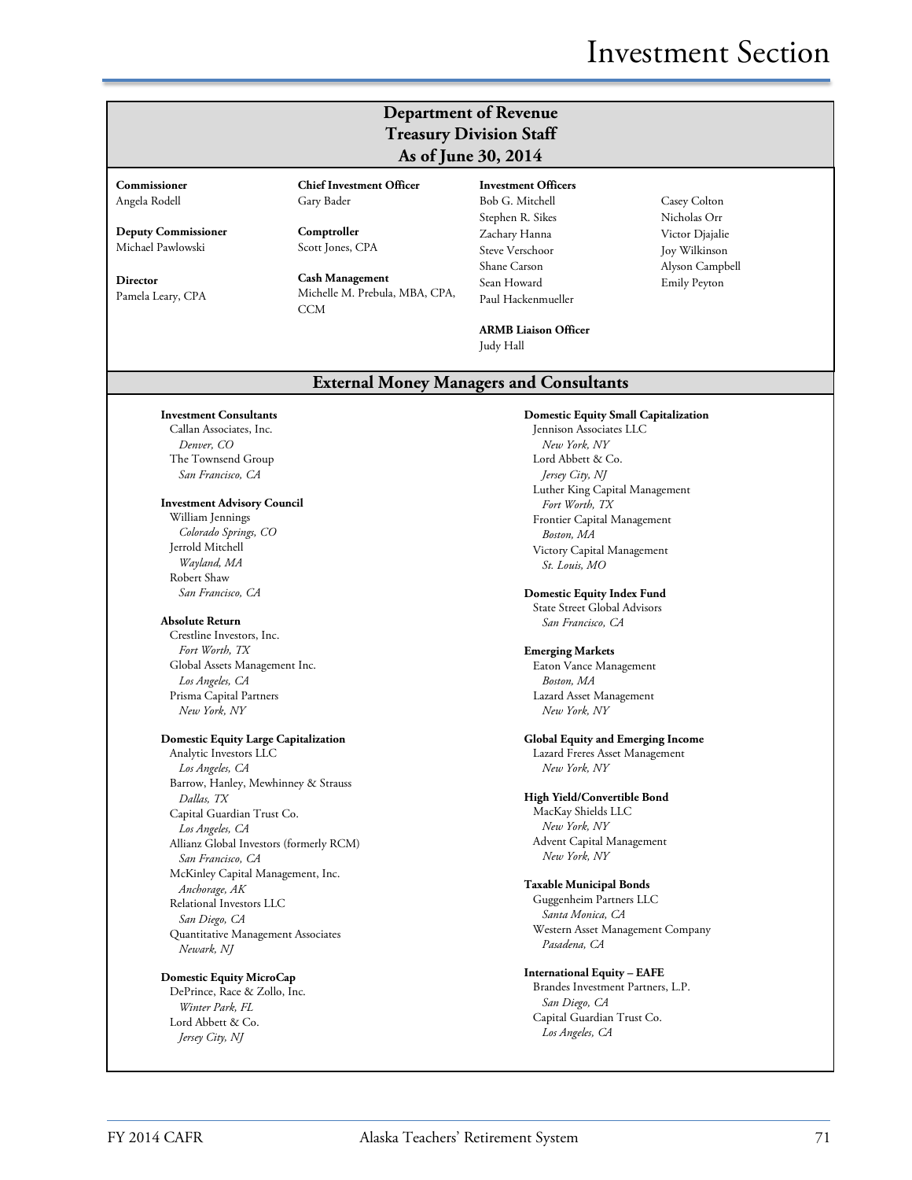## Department of Revenue
## Treasury Division Staff
## As of June 30, 2014

**Commissioner**
Angela Rodell

**Deputy Commissioner**
Michael Pawlowski

**Director**
Pamela Leary, CPA

**Chief Investment Officer**
Gary Bader

**Comptroller**
Scott Jones, CPA

**Cash Management**
Michelle M. Prebula, MBA, CPA, CCM

**Investment Officers**
Bob G. Mitchell
Stephen R. Sikes
Zachary Hanna
Steve Verschoor
Shane Carson
Sean Howard
Paul Hackenmueller
Casey Colton
Nicholas Orr
Victor Djajalie
Joy Wilkinson
Alyson Campbell
Emily Peyton

**ARMB Liaison Officer**
Judy Hall

## External Money Managers and Consultants

**Investment Consultants**
Callan Associates, Inc.
*Denver, CO*
The Townsend Group
*San Francisco, CA*

**Investment Advisory Council**
William Jennings
*Colorado Springs, CO*
Jerrold Mitchell
*Wayland, MA*
Robert Shaw
*San Francisco, CA*

**Absolute Return**
Crestline Investors, Inc.
*Fort Worth, TX*
Global Assets Management Inc.
*Los Angeles, CA*
Prisma Capital Partners
*New York, NY*

**Domestic Equity Large Capitalization**
Analytic Investors LLC
*Los Angeles, CA*
Barrow, Hanley, Mewhinney & Strauss
*Dallas, TX*
Capital Guardian Trust Co.
*Los Angeles, CA*
Allianz Global Investors (formerly RCM)
*San Francisco, CA*
McKinley Capital Management, Inc.
*Anchorage, AK*
Relational Investors LLC
*San Diego, CA*
Quantitative Management Associates
*Newark, NJ*

**Domestic Equity MicroCap**
DePrince, Race & Zollo, Inc.
*Winter Park, FL*
Lord Abbett & Co.
*Jersey City, NJ*

**Domestic Equity Small Capitalization**
Jennison Associates LLC
*New York, NY*
Lord Abbett & Co.
*Jersey City, NJ*
Luther King Capital Management
*Fort Worth, TX*
Frontier Capital Management
*Boston, MA*
Victory Capital Management
*St. Louis, MO*

**Domestic Equity Index Fund**
State Street Global Advisors
*San Francisco, CA*

**Emerging Markets**
Eaton Vance Management
*Boston, MA*
Lazard Asset Management
*New York, NY*

**Global Equity and Emerging Income**
Lazard Freres Asset Management
*New York, NY*

**High Yield/Convertible Bond**
MacKay Shields LLC
*New York, NY*
Advent Capital Management
*New York, NY*

**Taxable Municipal Bonds**
Guggenheim Partners LLC
*Santa Monica, CA*
Western Asset Management Company
*Pasadena, CA*

**International Equity – EAFE**
Brandes Investment Partners, L.P.
*San Diego, CA*
Capital Guardian Trust Co.
*Los Angeles, CA*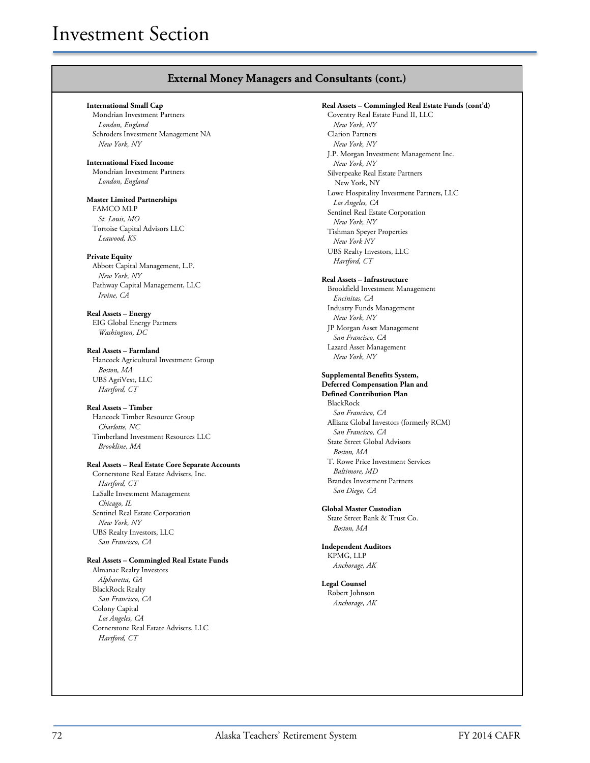# Investment Section

## External Money Managers and Consultants (cont.)

**International Small Cap**
Mondrian Investment Partners
*London, England*
Schroders Investment Management NA
*New York, NY*

**International Fixed Income**
Mondrian Investment Partners
*London, England*

**Master Limited Partnerships**
FAMCO MLP
*St. Louis, MO*
Tortoise Capital Advisors LLC
*Leawood, KS*

**Private Equity**
Abbott Capital Management, L.P.
*New York, NY*
Pathway Capital Management, LLC
*Irvine, CA*

**Real Assets – Energy**
EIG Global Energy Partners
*Washington, DC*

**Real Assets – Farmland**
Hancock Agricultural Investment Group
*Boston, MA*
UBS AgriVest, LLC
*Hartford, CT*

**Real Assets – Timber**
Hancock Timber Resource Group
*Charlotte, NC*
Timberland Investment Resources LLC
*Brookline, MA*

**Real Assets – Real Estate Core Separate Accounts**
Cornerstone Real Estate Advisers, Inc.
*Hartford, CT*
LaSalle Investment Management
*Chicago, IL*
Sentinel Real Estate Corporation
*New York, NY*
UBS Realty Investors, LLC
*San Francisco, CA*

**Real Assets – Commingled Real Estate Funds**
Almanac Realty Investors
*Alpharetta, GA*
BlackRock Realty
*San Francisco, CA*
Colony Capital
*Los Angeles, CA*
Cornerstone Real Estate Advisers, LLC
*Hartford, CT*

**Real Assets – Commingled Real Estate Funds (cont'd)**
Coventry Real Estate Fund II, LLC
*New York, NY*
Clarion Partners
*New York, NY*
J.P. Morgan Investment Management Inc.
*New York, NY*
Silverpeake Real Estate Partners
New York, NY
Lowe Hospitality Investment Partners, LLC
*Los Angeles, CA*
Sentinel Real Estate Corporation
*New York, NY*
Tishman Speyer Properties
*New York NY*
UBS Realty Investors, LLC
*Hartford, CT*

**Real Assets – Infrastructure**
Brookfield Investment Management
*Encinitas, CA*
Industry Funds Management
*New York, NY*
JP Morgan Asset Management
*San Francisco, CA*
Lazard Asset Management
*New York, NY*

**Supplemental Benefits System, Deferred Compensation Plan and Defined Contribution Plan**
BlackRock
*San Francisco, CA*
Allianz Global Investors (formerly RCM)
*San Francisco, CA*
State Street Global Advisors
*Boston, MA*
T. Rowe Price Investment Services
*Baltimore, MD*
Brandes Investment Partners
*San Diego, CA*

**Global Master Custodian**
State Street Bank & Trust Co.
*Boston, MA*

**Independent Auditors**
KPMG, LLP
*Anchorage, AK*

**Legal Counsel**
Robert Johnson
*Anchorage, AK*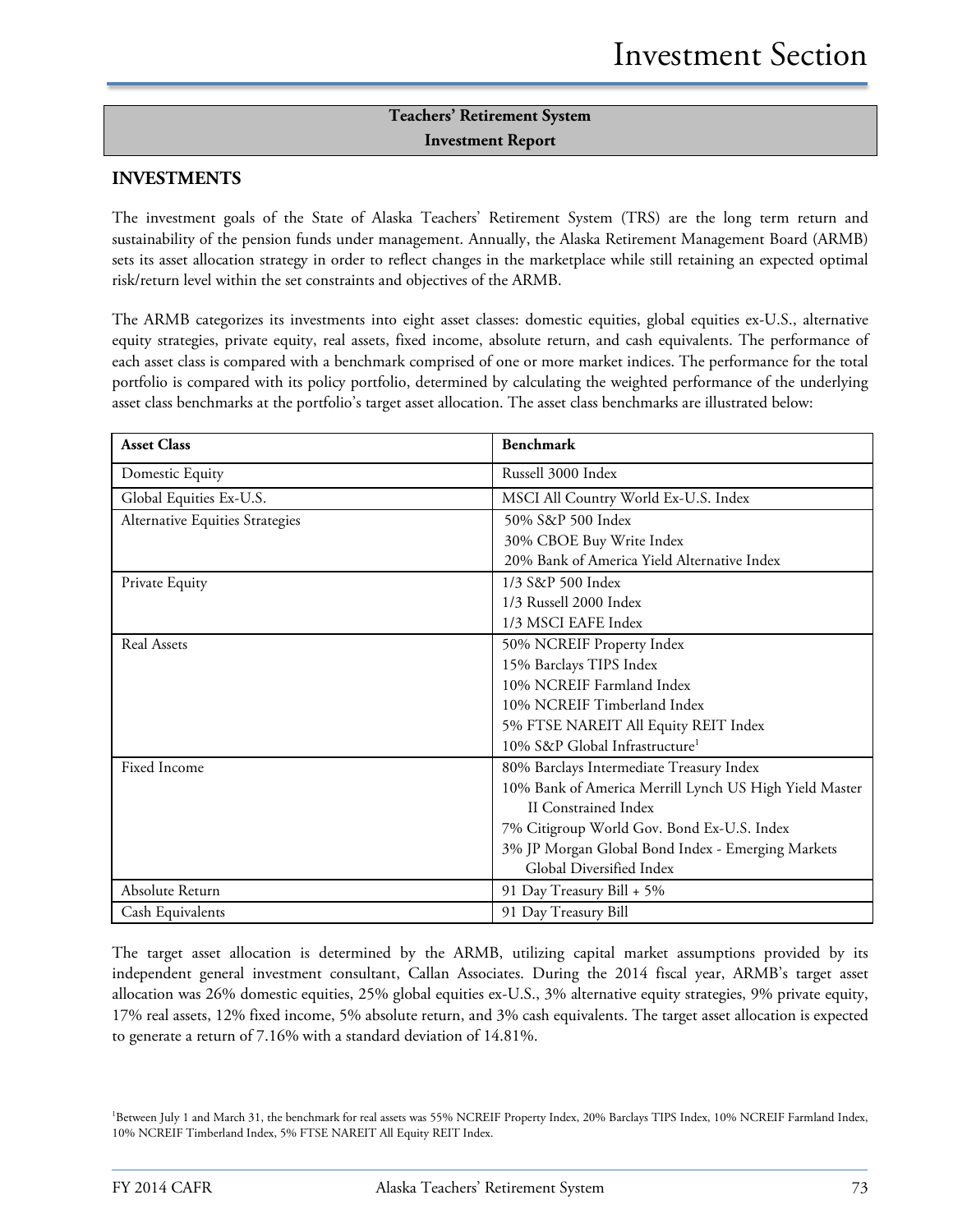## Teachers' Retirement System
## Investment Report

### INVESTMENTS

The investment goals of the State of Alaska Teachers' Retirement System (TRS) are the long term return and sustainability of the pension funds under management. Annually, the Alaska Retirement Management Board (ARMB) sets its asset allocation strategy in order to reflect changes in the marketplace while still retaining an expected optimal risk/return level within the set constraints and objectives of the ARMB.

The ARMB categorizes its investments into eight asset classes: domestic equities, global equities ex-U.S., alternative equity strategies, private equity, real assets, fixed income, absolute return, and cash equivalents. The performance of each asset class is compared with a benchmark comprised of one or more market indices. The performance for the total portfolio is compared with its policy portfolio, determined by calculating the weighted performance of the underlying asset class benchmarks at the portfolio's target asset allocation. The asset class benchmarks are illustrated below:

| Asset Class | Benchmark |
|---|---|
| Domestic Equity | Russell 3000 Index |
| Global Equities Ex-U.S. | MSCI All Country World Ex-U.S. Index |
| Alternative Equities Strategies | 50% S&P 500 Index<br>30% CBOE Buy Write Index<br>20% Bank of America Yield Alternative Index |
| Private Equity | 1/3 S&P 500 Index<br>1/3 Russell 2000 Index<br>1/3 MSCI EAFE Index |
| Real Assets | 50% NCREIF Property Index<br>15% Barclays TIPS Index<br>10% NCREIF Farmland Index<br>10% NCREIF Timberland Index<br>5% FTSE NAREIT All Equity REIT Index<br>10% S&P Global Infrastructure[1] |
| Fixed Income | 80% Barclays Intermediate Treasury Index<br>10% Bank of America Merrill Lynch US High Yield Master II Constrained Index<br>7% Citigroup World Gov. Bond Ex-U.S. Index<br>3% JP Morgan Global Bond Index - Emerging Markets Global Diversified Index |
| Absolute Return | 91 Day Treasury Bill + 5% |
| Cash Equivalents | 91 Day Treasury Bill |

The target asset allocation is determined by the ARMB, utilizing capital market assumptions provided by its independent general investment consultant, Callan Associates. During the 2014 fiscal year, ARMB's target asset allocation was 26% domestic equities, 25% global equities ex-U.S., 3% alternative equity strategies, 9% private equity, 17% real assets, 12% fixed income, 5% absolute return, and 3% cash equivalents. The target asset allocation is expected to generate a return of 7.16% with a standard deviation of 14.81%.

[1]Between July 1 and March 31, the benchmark for real assets was 55% NCREIF Property Index, 20% Barclays TIPS Index, 10% NCREIF Farmland Index, 10% NCREIF Timberland Index, 5% FTSE NAREIT All Equity REIT Index.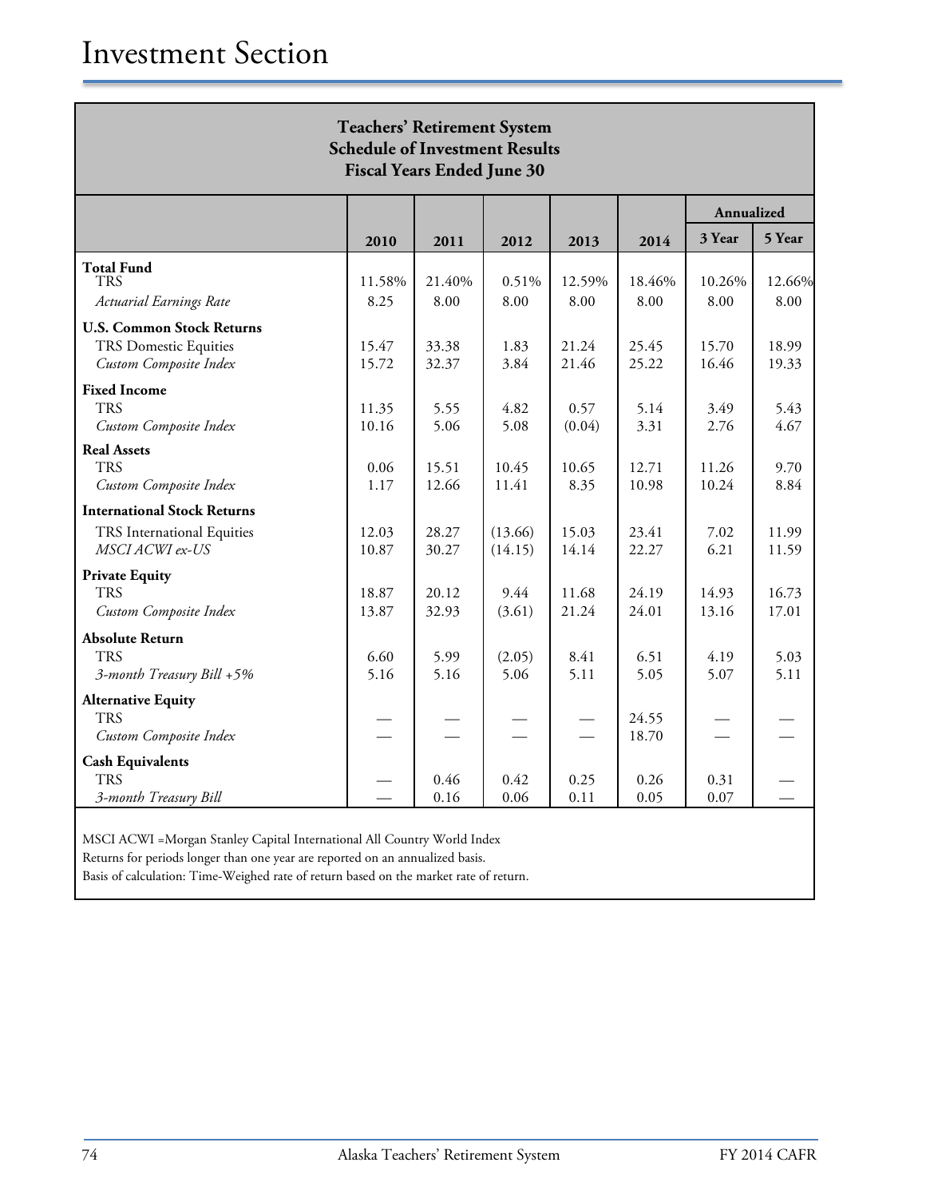# Investment Section

**Teachers' Retirement System**
**Schedule of Investment Results**
**Fiscal Years Ended June 30**

| | | | | | | Annualized | |
|---|---|---|---|---|---|---|---|
| | **2010** | **2011** | **2012** | **2013** | **2014** | **3 Year** | **5 Year** |
| **Total Fund** | | | | | | | |
| TRS | 11.58% | 21.40% | 0.51% | 12.59% | 18.46% | 10.26% | 12.66% |
| *Actuarial Earnings Rate* | 8.25 | 8.00 | 8.00 | 8.00 | 8.00 | 8.00 | 8.00 |
| **U.S. Common Stock Returns** | | | | | | | |
| TRS Domestic Equities | 15.47 | 33.38 | 1.83 | 21.24 | 25.45 | 15.70 | 18.99 |
| *Custom Composite Index* | 15.72 | 32.37 | 3.84 | 21.46 | 25.22 | 16.46 | 19.33 |
| **Fixed Income** | | | | | | | |
| TRS | 11.35 | 5.55 | 4.82 | 0.57 | 5.14 | 3.49 | 5.43 |
| *Custom Composite Index* | 10.16 | 5.06 | 5.08 | (0.04) | 3.31 | 2.76 | 4.67 |
| **Real Assets** | | | | | | | |
| TRS | 0.06 | 15.51 | 10.45 | 10.65 | 12.71 | 11.26 | 9.70 |
| *Custom Composite Index* | 1.17 | 12.66 | 11.41 | 8.35 | 10.98 | 10.24 | 8.84 |
| **International Stock Returns** | | | | | | | |
| TRS International Equities | 12.03 | 28.27 | (13.66) | 15.03 | 23.41 | 7.02 | 11.99 |
| *MSCI ACWI ex-US* | 10.87 | 30.27 | (14.15) | 14.14 | 22.27 | 6.21 | 11.59 |
| **Private Equity** | | | | | | | |
| TRS | 18.87 | 20.12 | 9.44 | 11.68 | 24.19 | 14.93 | 16.73 |
| *Custom Composite Index* | 13.87 | 32.93 | (3.61) | 21.24 | 24.01 | 13.16 | 17.01 |
| **Absolute Return** | | | | | | | |
| TRS | 6.60 | 5.99 | (2.05) | 8.41 | 6.51 | 4.19 | 5.03 |
| *3-month Treasury Bill +5%* | 5.16 | 5.16 | 5.06 | 5.11 | 5.05 | 5.07 | 5.11 |
| **Alternative Equity** | | | | | | | |
| TRS | — | — | — | — | 24.55 | — | — |
| *Custom Composite Index* | — | — | — | — | 18.70 | — | — |
| **Cash Equivalents** | | | | | | | |
| TRS | — | 0.46 | 0.42 | 0.25 | 0.26 | 0.31 | — |
| *3-month Treasury Bill* | — | 0.16 | 0.06 | 0.11 | 0.05 | 0.07 | — |

MSCI ACWI =Morgan Stanley Capital International All Country World Index
Returns for periods longer than one year are reported on an annualized basis.
Basis of calculation: Time-Weighed rate of return based on the market rate of return.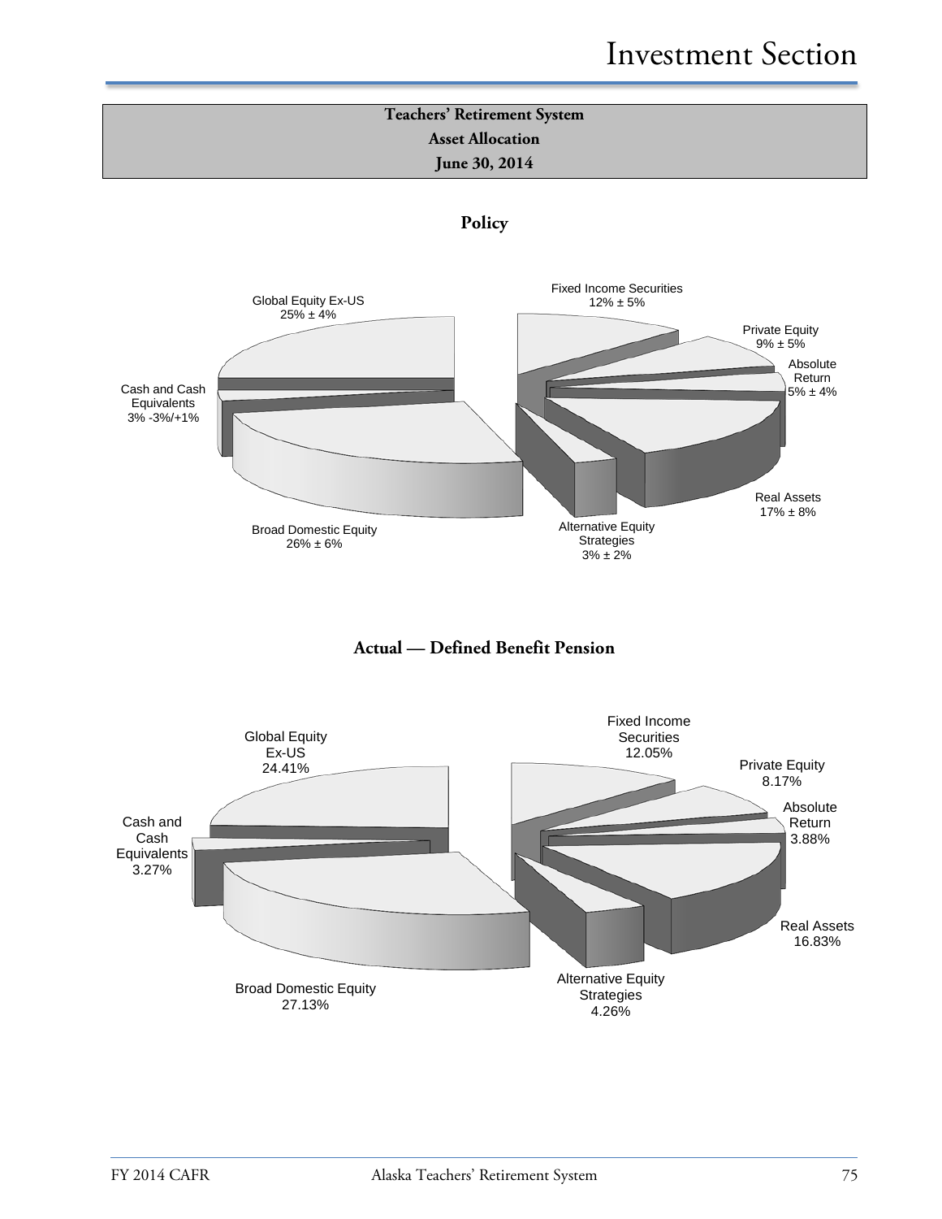**Teachers' Retirement System**
**Asset Allocation**
**June 30, 2014**

### Policy

Global Equity Ex-US
25% ± 4%

Fixed Income Securities
12% ± 5%

Private Equity
9% ± 5%

Absolute Return
5% ± 4%

Cash and Cash Equivalents
3% -3%/+1%

Real Assets
17% ± 8%

Broad Domestic Equity
26% ± 6%

Alternative Equity Strategies
3% ± 2%

### Actual — Defined Benefit Pension

Global Equity Ex-US
24.41%

Fixed Income Securities
12.05%

Private Equity
8.17%

Absolute Return
3.88%

Cash and Cash Equivalents
3.27%

Real Assets
16.83%

Broad Domestic Equity
27.13%

Alternative Equity Strategies
4.26%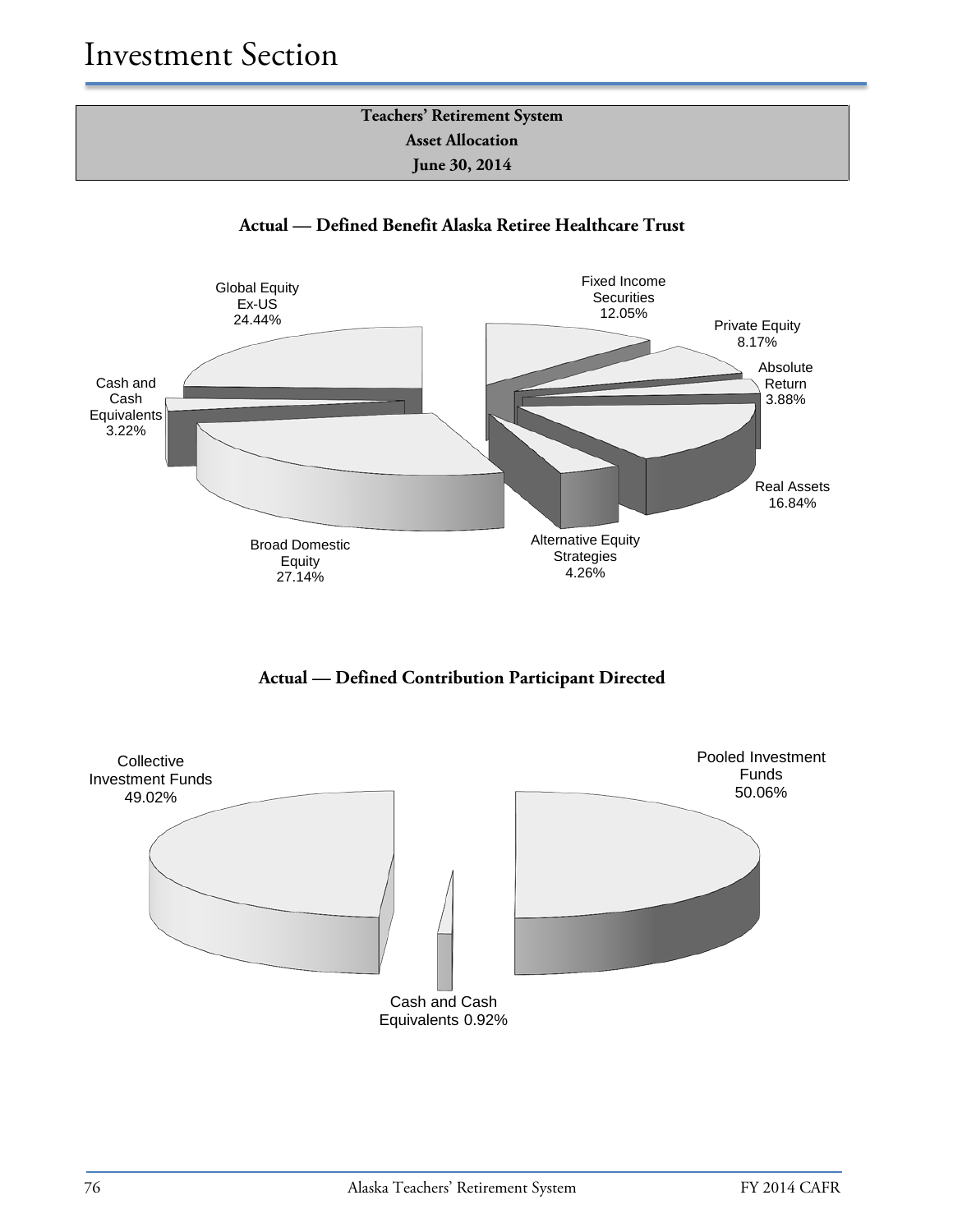# Investment Section

**Teachers' Retirement System**
**Asset Allocation**
**June 30, 2014**

### Actual — Defined Benefit Alaska Retiree Healthcare Trust

Global Equity Ex-US 24.44%

Fixed Income Securities 12.05%

Private Equity 8.17%

Absolute Return 3.88%

Cash and Cash Equivalents 3.22%

Real Assets 16.84%

Alternative Equity Strategies 4.26%

Broad Domestic Equity 27.14%

### Actual — Defined Contribution Participant Directed

Collective Investment Funds 49.02%

Pooled Investment Funds 50.06%

Cash and Cash Equivalents 0.92%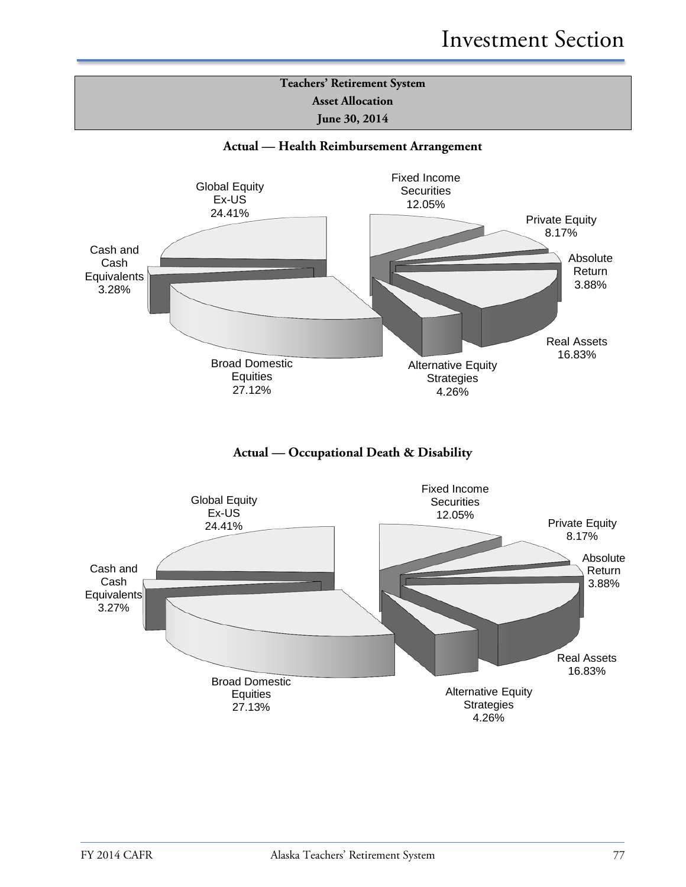**Teachers' Retirement System**
**Asset Allocation**
**June 30, 2014**

### Actual — Health Reimbursement Arrangement

Global Equity Ex-US 24.41%

Fixed Income Securities 12.05%

Private Equity 8.17%

Absolute Return 3.88%

Cash and Cash Equivalents 3.28%

Real Assets 16.83%

Broad Domestic Equities 27.12%

Alternative Equity Strategies 4.26%

### Actual — Occupational Death & Disability

Global Equity Ex-US 24.41%

Fixed Income Securities 12.05%

Private Equity 8.17%

Absolute Return 3.88%

Cash and Cash Equivalents 3.27%

Real Assets 16.83%

Broad Domestic Equities 27.13%

Alternative Equity Strategies 4.26%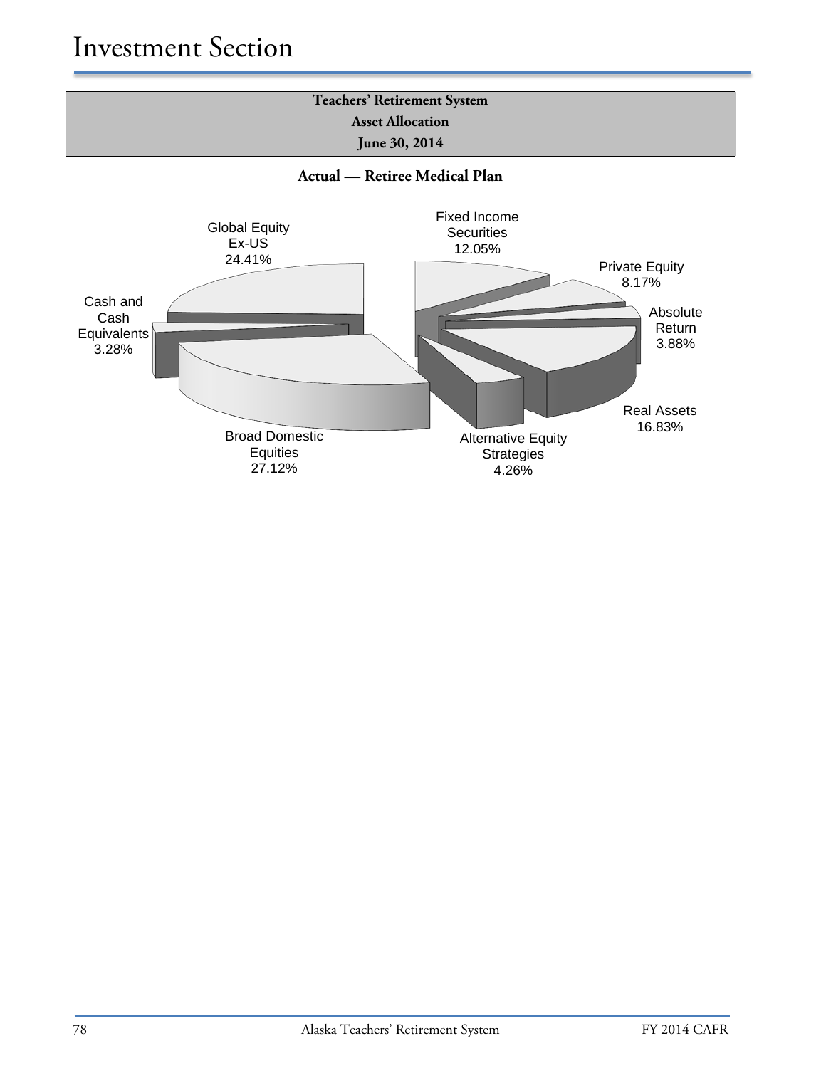# Investment Section

**Teachers' Retirement System**
**Asset Allocation**
**June 30, 2014**

**Actual — Retiree Medical Plan**

Global Equity Ex-US 24.41%

Fixed Income Securities 12.05%

Private Equity 8.17%

Absolute Return 3.88%

Cash and Cash Equivalents 3.28%

Real Assets 16.83%

Broad Domestic Equities 27.12%

Alternative Equity Strategies 4.26%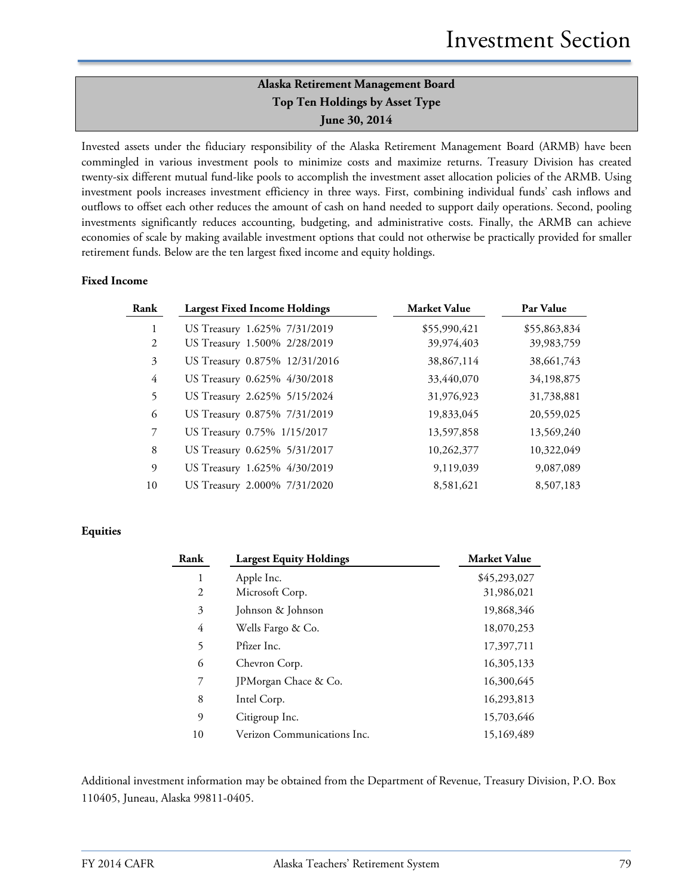## Alaska Retirement Management Board
## Top Ten Holdings by Asset Type
## June 30, 2014

Invested assets under the fiduciary responsibility of the Alaska Retirement Management Board (ARMB) have been commingled in various investment pools to minimize costs and maximize returns. Treasury Division has created twenty-six different mutual fund-like pools to accomplish the investment asset allocation policies of the ARMB. Using investment pools increases investment efficiency in three ways. First, combining individual funds' cash inflows and outflows to offset each other reduces the amount of cash on hand needed to support daily operations. Second, pooling investments significantly reduces accounting, budgeting, and administrative costs. Finally, the ARMB can achieve economies of scale by making available investment options that could not otherwise be practically provided for smaller retirement funds. Below are the ten largest fixed income and equity holdings.

**Fixed Income**

| Rank | Largest Fixed Income Holdings | Market Value | Par Value |
|---|---|---|---|
| 1 | US Treasury 1.625% 7/31/2019 | $55,990,421 | $55,863,834 |
| 2 | US Treasury 1.500% 2/28/2019 | 39,974,403 | 39,983,759 |
| 3 | US Treasury 0.875% 12/31/2016 | 38,867,114 | 38,661,743 |
| 4 | US Treasury 0.625% 4/30/2018 | 33,440,070 | 34,198,875 |
| 5 | US Treasury 2.625% 5/15/2024 | 31,976,923 | 31,738,881 |
| 6 | US Treasury 0.875% 7/31/2019 | 19,833,045 | 20,559,025 |
| 7 | US Treasury 0.75% 1/15/2017 | 13,597,858 | 13,569,240 |
| 8 | US Treasury 0.625% 5/31/2017 | 10,262,377 | 10,322,049 |
| 9 | US Treasury 1.625% 4/30/2019 | 9,119,039 | 9,087,089 |
| 10 | US Treasury 2.000% 7/31/2020 | 8,581,621 | 8,507,183 |

**Equities**

| Rank | Largest Equity Holdings | Market Value |
|---|---|---|
| 1 | Apple Inc. | $45,293,027 |
| 2 | Microsoft Corp. | 31,986,021 |
| 3 | Johnson & Johnson | 19,868,346 |
| 4 | Wells Fargo & Co. | 18,070,253 |
| 5 | Pfizer Inc. | 17,397,711 |
| 6 | Chevron Corp. | 16,305,133 |
| 7 | JPMorgan Chace & Co. | 16,300,645 |
| 8 | Intel Corp. | 16,293,813 |
| 9 | Citigroup Inc. | 15,703,646 |
| 10 | Verizon Communications Inc. | 15,169,489 |

Additional investment information may be obtained from the Department of Revenue, Treasury Division, P.O. Box 110405, Juneau, Alaska 99811-0405.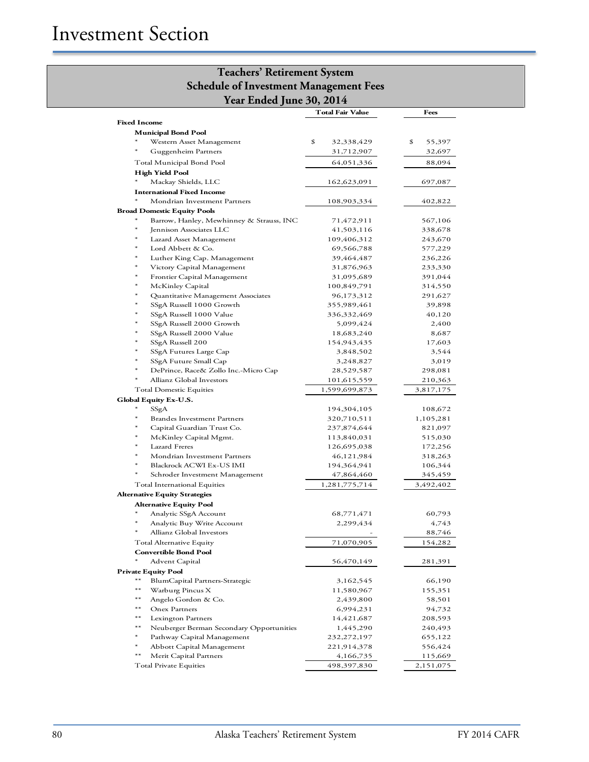# Investment Section

## Teachers' Retirement System
## Schedule of Investment Management Fees
## Year Ended June 30, 2014

| | Total Fair Value | Fees |
|---|---|---|
| **Fixed Income** | | |
| **Municipal Bond Pool** | | |
| * Western Asset Management | $ 32,338,429 | $ 55,397 |
| * Guggenheim Partners | 31,712,907 | 32,697 |
| Total Municipal Bond Pool | 64,051,336 | 88,094 |
| **High Yield Pool** | | |
| * Mackay Shields, LLC | 162,623,091 | 697,087 |
| **International Fixed Income** | | |
| * Mondrian Investment Partners | 108,903,334 | 402,822 |
| **Broad Domestic Equity Pools** | | |
| * Barrow, Hanley, Mewhinney & Strauss, INC | 71,472,911 | 567,106 |
| * Jennison Associates LLC | 41,503,116 | 338,678 |
| * Lazard Asset Management | 109,406,312 | 243,670 |
| * Lord Abbett & Co. | 69,566,788 | 577,229 |
| * Luther King Cap. Management | 39,464,487 | 236,226 |
| * Victory Capital Management | 31,876,963 | 233,330 |
| * Frontier Capital Management | 31,095,689 | 391,044 |
| * McKinley Capital | 100,849,791 | 314,550 |
| * Quantitative Management Associates | 96,173,312 | 291,627 |
| * SSgA Russell 1000 Growth | 355,989,461 | 39,898 |
| * SSgA Russell 1000 Value | 336,332,469 | 40,120 |
| * SSgA Russell 2000 Growth | 5,099,424 | 2,400 |
| * SSgA Russell 2000 Value | 18,683,240 | 8,687 |
| * SSgA Russell 200 | 154,943,435 | 17,603 |
| * SSgA Futures Large Cap | 3,848,502 | 3,544 |
| * SSgA Future Small Cap | 3,248,827 | 3,019 |
| * DePrince, Race& Zollo Inc.-Micro Cap | 28,529,587 | 298,081 |
| * Allianz Global Investors | 101,615,559 | 210,363 |
| Total Domestic Equities | 1,599,699,873 | 3,817,175 |
| **Global Equity Ex-U.S.** | | |
| * SSgA | 194,304,105 | 108,672 |
| * Brandes Investment Partners | 320,710,511 | 1,105,281 |
| * Capital Guardian Trust Co. | 237,874,644 | 821,097 |
| * McKinley Capital Mgmt. | 113,840,031 | 515,030 |
| * Lazard Freres | 126,695,038 | 172,256 |
| * Mondrian Investment Partners | 46,121,984 | 318,263 |
| * Blackrock ACWI Ex-US IMI | 194,364,941 | 106,344 |
| * Schroder Investment Management | 47,864,460 | 345,459 |
| Total International Equities | 1,281,775,714 | 3,492,402 |
| **Alternative Equity Strategies** | | |
| **Alternative Equity Pool** | | |
| * Analytic SSgA Account | 68,771,471 | 60,793 |
| * Analytic Buy Write Account | 2,299,434 | 4,743 |
| * Allianz Global Investors | - | 88,746 |
| Total Alternative Equity | 71,070,905 | 154,282 |
| **Convertible Bond Pool** | | |
| * Advent Capital | 56,470,149 | 281,391 |
| **Private Equity Pool** | | |
| ** BlumCapital Partners-Strategic | 3,162,545 | 66,190 |
| ** Warburg Pincus X | 11,580,967 | 155,351 |
| ** Angelo Gordon & Co. | 2,439,800 | 58,501 |
| ** Onex Partners | 6,994,231 | 94,732 |
| ** Lexington Partners | 14,421,687 | 208,593 |
| ** Neuberger Berman Secondary Opportunities | 1,445,290 | 240,493 |
| * Pathway Capital Management | 232,272,197 | 655,122 |
| * Abbott Capital Management | 221,914,378 | 556,424 |
| ** Merit Capital Partners | 4,166,735 | 115,669 |
| Total Private Equities | 498,397,830 | 2,151,075 |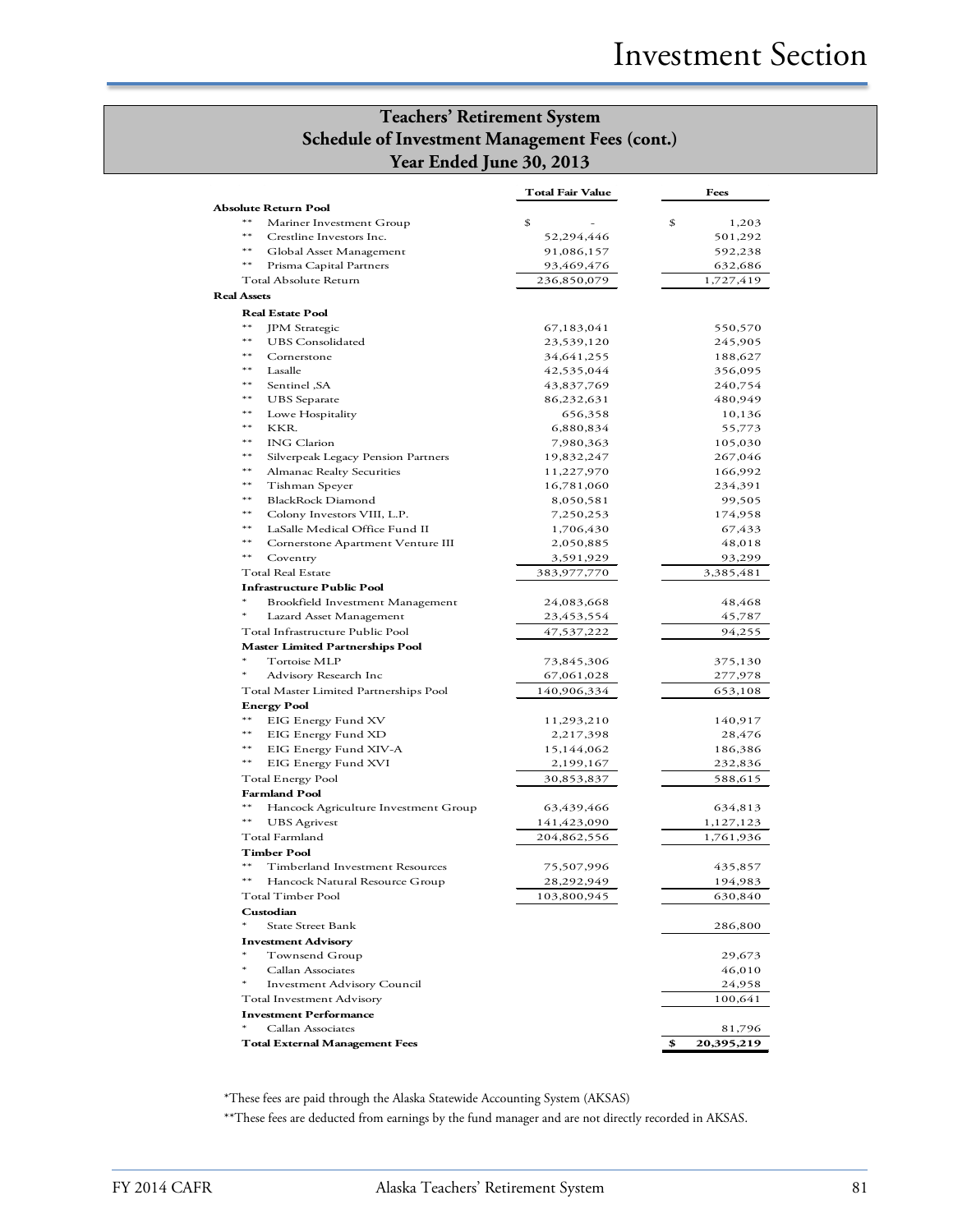## Teachers' Retirement System
## Schedule of Investment Management Fees (cont.)
## Year Ended June 30, 2013

| | | Total Fair Value | Fees |
|---|---|---|---|
| **Absolute Return Pool** | | | |
| ** | Mariner Investment Group | $ - | $ 1,203 |
| ** | Crestline Investors Inc. | 52,294,446 | 501,292 |
| ** | Global Asset Management | 91,086,157 | 592,238 |
| ** | Prisma Capital Partners | 93,469,476 | 632,686 |
| | Total Absolute Return | 236,850,079 | 1,727,419 |
| **Real Assets** | | | |
| | **Real Estate Pool** | | |
| ** | JPM Strategic | 67,183,041 | 550,570 |
| ** | UBS Consolidated | 23,539,120 | 245,905 |
| ** | Cornerstone | 34,641,255 | 188,627 |
| ** | Lasalle | 42,535,044 | 356,095 |
| ** | Sentinel ,SA | 43,837,769 | 240,754 |
| ** | UBS Separate | 86,232,631 | 480,949 |
| ** | Lowe Hospitality | 656,358 | 10,136 |
| ** | KKR. | 6,880,834 | 55,773 |
| ** | ING Clarion | 7,980,363 | 105,030 |
| ** | Silverpeak Legacy Pension Partners | 19,832,247 | 267,046 |
| ** | Almanac Realty Securities | 11,227,970 | 166,992 |
| ** | Tishman Speyer | 16,781,060 | 234,391 |
| ** | BlackRock Diamond | 8,050,581 | 99,505 |
| ** | Colony Investors VIII, L.P. | 7,250,253 | 174,958 |
| ** | LaSalle Medical Office Fund II | 1,706,430 | 67,433 |
| ** | Cornerstone Apartment Venture III | 2,050,885 | 48,018 |
| ** | Coventry | 3,591,929 | 93,299 |
| | Total Real Estate | 383,977,770 | 3,385,481 |
| | **Infrastructure Public Pool** | | |
| * | Brookfield Investment Management | 24,083,668 | 48,468 |
| * | Lazard Asset Management | 23,453,554 | 45,787 |
| | Total Infrastructure Public Pool | 47,537,222 | 94,255 |
| | **Master Limited Partnerships Pool** | | |
| * | Tortoise MLP | 73,845,306 | 375,130 |
| * | Advisory Research Inc | 67,061,028 | 277,978 |
| | Total Master Limited Partnerships Pool | 140,906,334 | 653,108 |
| | **Energy Pool** | | |
| ** | EIG Energy Fund XV | 11,293,210 | 140,917 |
| ** | EIG Energy Fund XD | 2,217,398 | 28,476 |
| ** | EIG Energy Fund XIV-A | 15,144,062 | 186,386 |
| ** | EIG Energy Fund XVI | 2,199,167 | 232,836 |
| | Total Energy Pool | 30,853,837 | 588,615 |
| | **Farmland Pool** | | |
| ** | Hancock Agriculture Investment Group | 63,439,466 | 634,813 |
| ** | UBS Agrivest | 141,423,090 | 1,127,123 |
| | Total Farmland | 204,862,556 | 1,761,936 |
| | **Timber Pool** | | |
| ** | Timberland Investment Resources | 75,507,996 | 435,857 |
| ** | Hancock Natural Resource Group | 28,292,949 | 194,983 |
| | Total Timber Pool | 103,800,945 | 630,840 |
| | **Custodian** | | |
| * | State Street Bank | | 286,800 |
| | **Investment Advisory** | | |
| * | Townsend Group | | 29,673 |
| * | Callan Associates | | 46,010 |
| * | Investment Advisory Council | | 24,958 |
| | Total Investment Advisory | | 100,641 |
| | **Investment Performance** | | |
| * | Callan Associates | | 81,796 |
| | **Total External Management Fees** | | **$ 20,395,219** |

*These fees are paid through the Alaska Statewide Accounting System (AKSAS)

**These fees are deducted from earnings by the fund manager and are not directly recorded in AKSAS.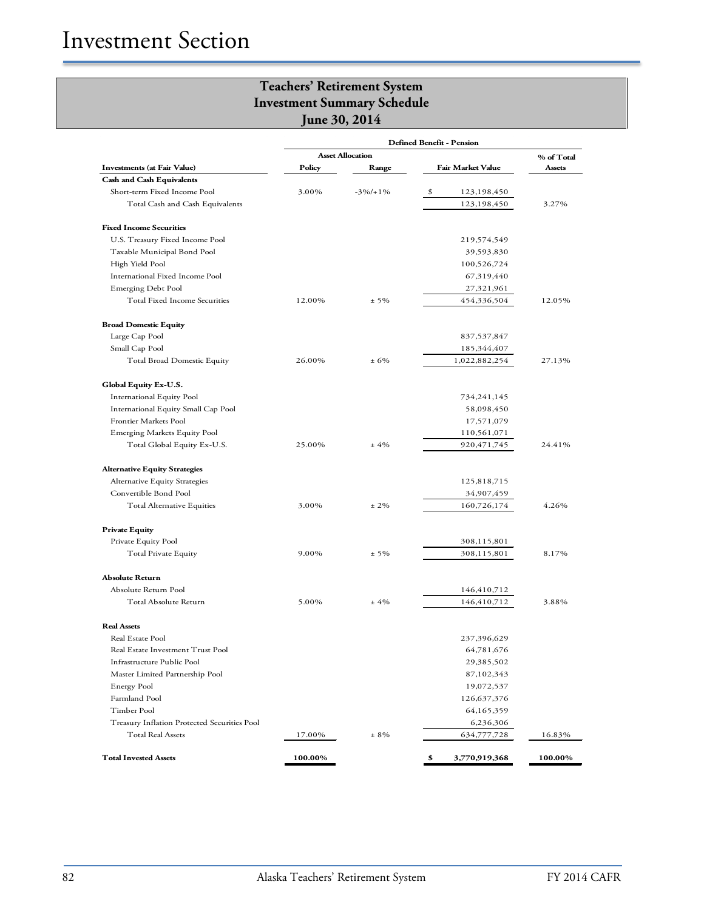# Investment Section

## Teachers' Retirement System
## Investment Summary Schedule
## June 30, 2014

| | Defined Benefit - Pension | | | |
|---|---|---|---|---|
| | Asset Allocation | | | % of Total |
| **Investments (at Fair Value)** | **Policy** | **Range** | **Fair Market Value** | **Assets** |
| **Cash and Cash Equivalents** | | | | |
| Short-term Fixed Income Pool | 3.00% | -3%/+1% | $ 123,198,450 | |
| Total Cash and Cash Equivalents | | | 123,198,450 | 3.27% |
| | | | | |
| **Fixed Income Securities** | | | | |
| U.S. Treasury Fixed Income Pool | | | 219,574,549 | |
| Taxable Municipal Bond Pool | | | 39,593,830 | |
| High Yield Pool | | | 100,526,724 | |
| International Fixed Income Pool | | | 67,319,440 | |
| Emerging Debt Pool | | | 27,321,961 | |
| Total Fixed Income Securities | 12.00% | ± 5% | 454,336,504 | 12.05% |
| | | | | |
| **Broad Domestic Equity** | | | | |
| Large Cap Pool | | | 837,537,847 | |
| Small Cap Pool | | | 185,344,407 | |
| Total Broad Domestic Equity | 26.00% | ± 6% | 1,022,882,254 | 27.13% |
| | | | | |
| **Global Equity Ex-U.S.** | | | | |
| International Equity Pool | | | 734,241,145 | |
| International Equity Small Cap Pool | | | 58,098,450 | |
| Frontier Markets Pool | | | 17,571,079 | |
| Emerging Markets Equity Pool | | | 110,561,071 | |
| Total Global Equity Ex-U.S. | 25.00% | ± 4% | 920,471,745 | 24.41% |
| | | | | |
| **Alternative Equity Strategies** | | | | |
| Alternative Equity Strategies | | | 125,818,715 | |
| Convertible Bond Pool | | | 34,907,459 | |
| Total Alternative Equities | 3.00% | ± 2% | 160,726,174 | 4.26% |
| | | | | |
| **Private Equity** | | | | |
| Private Equity Pool | | | 308,115,801 | |
| Total Private Equity | 9.00% | ± 5% | 308,115,801 | 8.17% |
| | | | | |
| **Absolute Return** | | | | |
| Absolute Return Pool | | | 146,410,712 | |
| Total Absolute Return | 5.00% | ± 4% | 146,410,712 | 3.88% |
| | | | | |
| **Real Assets** | | | | |
| Real Estate Pool | | | 237,396,629 | |
| Real Estate Investment Trust Pool | | | 64,781,676 | |
| Infrastructure Public Pool | | | 29,385,502 | |
| Master Limited Partnership Pool | | | 87,102,343 | |
| Energy Pool | | | 19,072,537 | |
| Farmland Pool | | | 126,637,376 | |
| Timber Pool | | | 64,165,359 | |
| Treasury Inflation Protected Securities Pool | | | 6,236,306 | |
| Total Real Assets | 17.00% | ± 8% | 634,777,728 | 16.83% |
| | | | | |
| **Total Invested Assets** | **100.00%** | | **$ 3,770,919,368** | **100.00%** |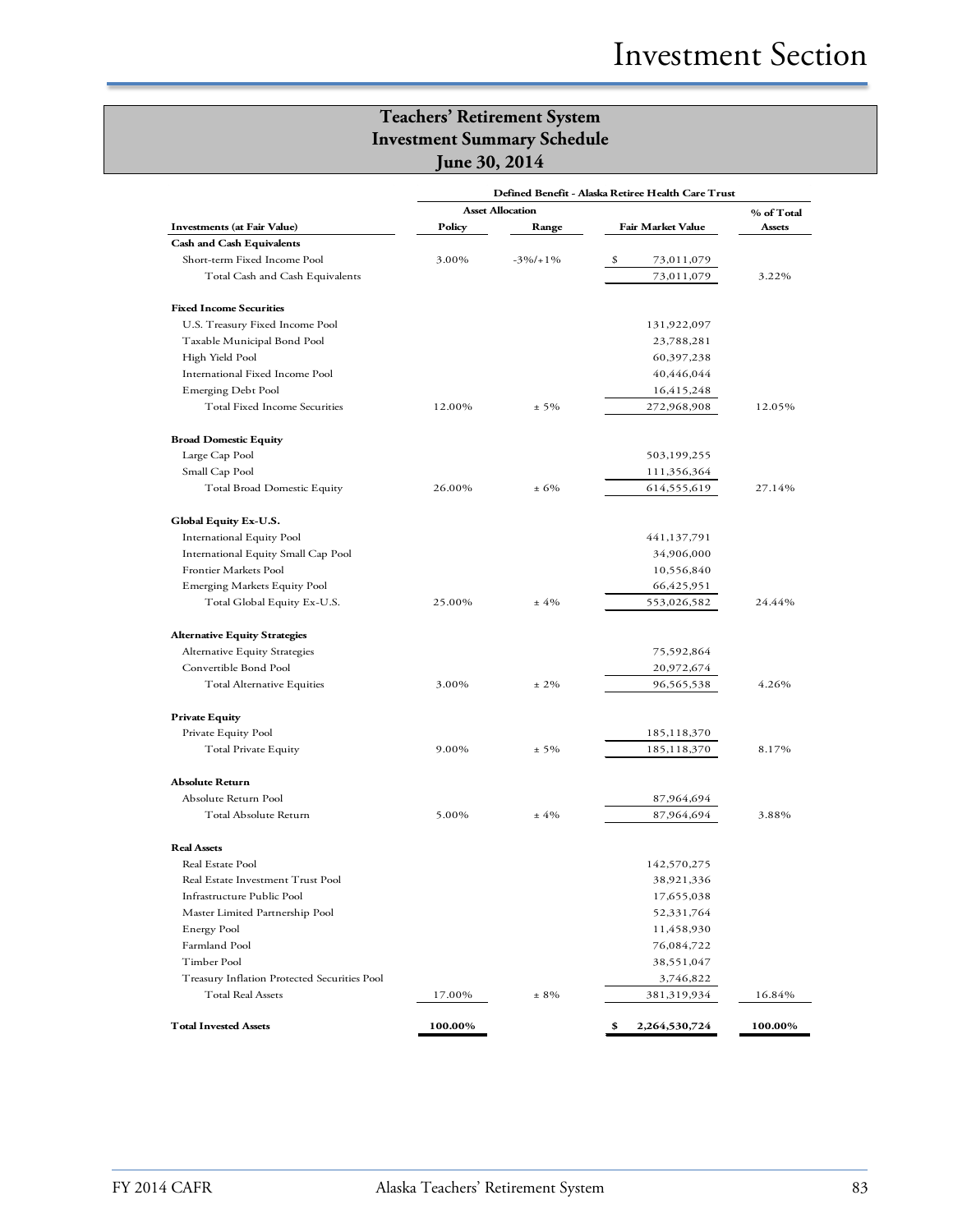## Teachers' Retirement System
## Investment Summary Schedule
## June 30, 2014

| | Defined Benefit - Alaska Retiree Health Care Trust | | | |
|---|---|---|---|---|
| | Asset Allocation | | | |
| **Investments (at Fair Value)** | **Policy** | **Range** | **Fair Market Value** | **% of Total Assets** |
| **Cash and Cash Equivalents** | | | | |
| Short-term Fixed Income Pool | 3.00% | -3%/+1% | $ 73,011,079 | |
| Total Cash and Cash Equivalents | | | 73,011,079 | 3.22% |
| **Fixed Income Securities** | | | | |
| U.S. Treasury Fixed Income Pool | | | 131,922,097 | |
| Taxable Municipal Bond Pool | | | 23,788,281 | |
| High Yield Pool | | | 60,397,238 | |
| International Fixed Income Pool | | | 40,446,044 | |
| Emerging Debt Pool | | | 16,415,248 | |
| Total Fixed Income Securities | 12.00% | ± 5% | 272,968,908 | 12.05% |
| **Broad Domestic Equity** | | | | |
| Large Cap Pool | | | 503,199,255 | |
| Small Cap Pool | | | 111,356,364 | |
| Total Broad Domestic Equity | 26.00% | ± 6% | 614,555,619 | 27.14% |
| **Global Equity Ex-U.S.** | | | | |
| International Equity Pool | | | 441,137,791 | |
| International Equity Small Cap Pool | | | 34,906,000 | |
| Frontier Markets Pool | | | 10,556,840 | |
| Emerging Markets Equity Pool | | | 66,425,951 | |
| Total Global Equity Ex-U.S. | 25.00% | ± 4% | 553,026,582 | 24.44% |
| **Alternative Equity Strategies** | | | | |
| Alternative Equity Strategies | | | 75,592,864 | |
| Convertible Bond Pool | | | 20,972,674 | |
| Total Alternative Equities | 3.00% | ± 2% | 96,565,538 | 4.26% |
| **Private Equity** | | | | |
| Private Equity Pool | | | 185,118,370 | |
| Total Private Equity | 9.00% | ± 5% | 185,118,370 | 8.17% |
| **Absolute Return** | | | | |
| Absolute Return Pool | | | 87,964,694 | |
| Total Absolute Return | 5.00% | ± 4% | 87,964,694 | 3.88% |
| **Real Assets** | | | | |
| Real Estate Pool | | | 142,570,275 | |
| Real Estate Investment Trust Pool | | | 38,921,336 | |
| Infrastructure Public Pool | | | 17,655,038 | |
| Master Limited Partnership Pool | | | 52,331,764 | |
| Energy Pool | | | 11,458,930 | |
| Farmland Pool | | | 76,084,722 | |
| Timber Pool | | | 38,551,047 | |
| Treasury Inflation Protected Securities Pool | | | 3,746,822 | |
| Total Real Assets | 17.00% | ± 8% | 381,319,934 | 16.84% |
| **Total Invested Assets** | **100.00%** | | **$ 2,264,530,724** | **100.00%** |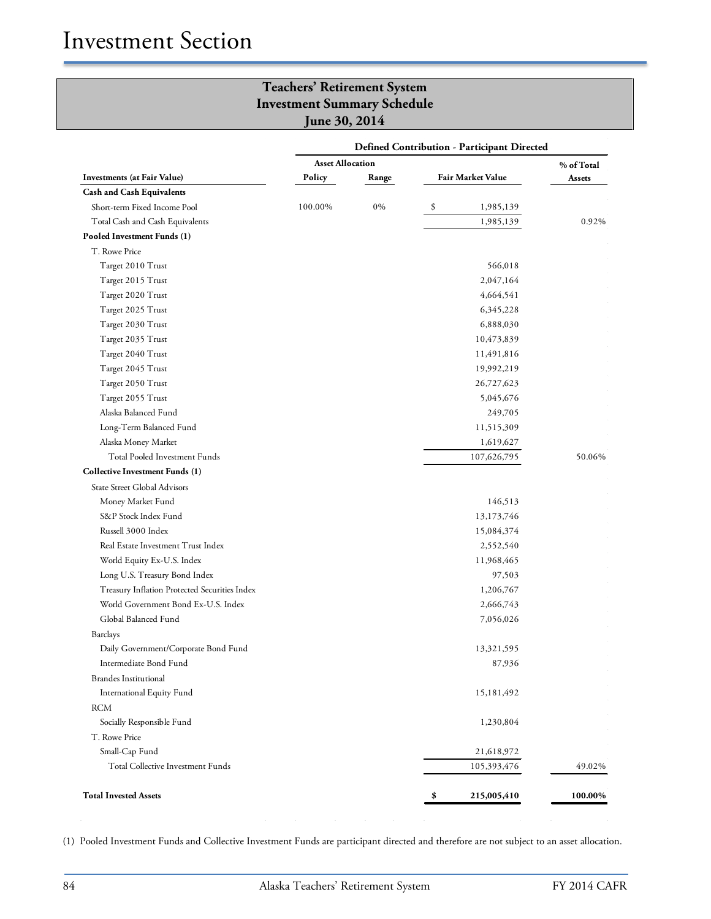# Investment Section

## Teachers' Retirement System
## Investment Summary Schedule
## June 30, 2014

| | Defined Contribution - Participant Directed | | | |
|---|---|---|---|---|
| | Asset Allocation | | | |
| **Investments (at Fair Value)** | **Policy** | **Range** | **Fair Market Value** | **% of Total Assets** |
| **Cash and Cash Equivalents** | | | | |
| Short-term Fixed Income Pool | 100.00% | 0% | $ 1,985,139 | |
| Total Cash and Cash Equivalents | | | 1,985,139 | 0.92% |
| **Pooled Investment Funds (1)** | | | | |
| T. Rowe Price | | | | |
| Target 2010 Trust | | | 566,018 | |
| Target 2015 Trust | | | 2,047,164 | |
| Target 2020 Trust | | | 4,664,541 | |
| Target 2025 Trust | | | 6,345,228 | |
| Target 2030 Trust | | | 6,888,030 | |
| Target 2035 Trust | | | 10,473,839 | |
| Target 2040 Trust | | | 11,491,816 | |
| Target 2045 Trust | | | 19,992,219 | |
| Target 2050 Trust | | | 26,727,623 | |
| Target 2055 Trust | | | 5,045,676 | |
| Alaska Balanced Fund | | | 249,705 | |
| Long-Term Balanced Fund | | | 11,515,309 | |
| Alaska Money Market | | | 1,619,627 | |
| Total Pooled Investment Funds | | | 107,626,795 | 50.06% |
| **Collective Investment Funds (1)** | | | | |
| State Street Global Advisors | | | | |
| Money Market Fund | | | 146,513 | |
| S&P Stock Index Fund | | | 13,173,746 | |
| Russell 3000 Index | | | 15,084,374 | |
| Real Estate Investment Trust Index | | | 2,552,540 | |
| World Equity Ex-U.S. Index | | | 11,968,465 | |
| Long U.S. Treasury Bond Index | | | 97,503 | |
| Treasury Inflation Protected Securities Index | | | 1,206,767 | |
| World Government Bond Ex-U.S. Index | | | 2,666,743 | |
| Global Balanced Fund | | | 7,056,026 | |
| Barclays | | | | |
| Daily Government/Corporate Bond Fund | | | 13,321,595 | |
| Intermediate Bond Fund | | | 87,936 | |
| Brandes Institutional | | | | |
| International Equity Fund | | | 15,181,492 | |
| RCM | | | | |
| Socially Responsible Fund | | | 1,230,804 | |
| T. Rowe Price | | | | |
| Small-Cap Fund | | | 21,618,972 | |
| Total Collective Investment Funds | | | 105,393,476 | 49.02% |
| **Total Invested Assets** | | | **$ 215,005,410** | **100.00%** |

(1) Pooled Investment Funds and Collective Investment Funds are participant directed and therefore are not subject to an asset allocation.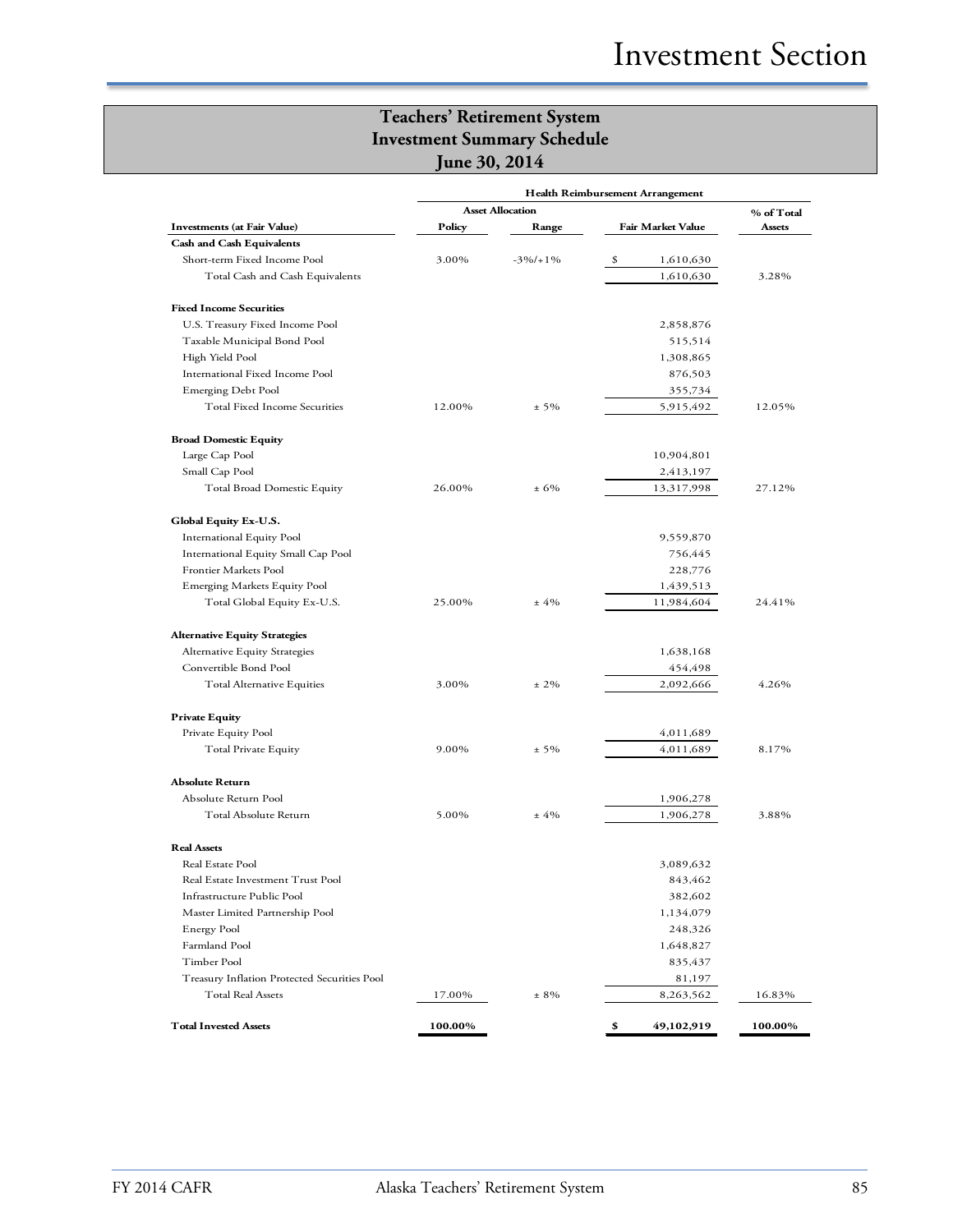# Teachers' Retirement System
## Investment Summary Schedule
## June 30, 2014

| | Health Reimbursement Arrangement | | | |
|---|---|---|---|---|
| | Asset Allocation | | | |
| **Investments (at Fair Value)** | **Policy** | **Range** | **Fair Market Value** | **% of Total Assets** |
| **Cash and Cash Equivalents** | | | | |
| Short-term Fixed Income Pool | 3.00% | -3%/+1% | $ 1,610,630 | |
| Total Cash and Cash Equivalents | | | 1,610,630 | 3.28% |
| **Fixed Income Securities** | | | | |
| U.S. Treasury Fixed Income Pool | | | 2,858,876 | |
| Taxable Municipal Bond Pool | | | 515,514 | |
| High Yield Pool | | | 1,308,865 | |
| International Fixed Income Pool | | | 876,503 | |
| Emerging Debt Pool | | | 355,734 | |
| Total Fixed Income Securities | 12.00% | ± 5% | 5,915,492 | 12.05% |
| **Broad Domestic Equity** | | | | |
| Large Cap Pool | | | 10,904,801 | |
| Small Cap Pool | | | 2,413,197 | |
| Total Broad Domestic Equity | 26.00% | ± 6% | 13,317,998 | 27.12% |
| **Global Equity Ex-U.S.** | | | | |
| International Equity Pool | | | 9,559,870 | |
| International Equity Small Cap Pool | | | 756,445 | |
| Frontier Markets Pool | | | 228,776 | |
| Emerging Markets Equity Pool | | | 1,439,513 | |
| Total Global Equity Ex-U.S. | 25.00% | ± 4% | 11,984,604 | 24.41% |
| **Alternative Equity Strategies** | | | | |
| Alternative Equity Strategies | | | 1,638,168 | |
| Convertible Bond Pool | | | 454,498 | |
| Total Alternative Equities | 3.00% | ± 2% | 2,092,666 | 4.26% |
| **Private Equity** | | | | |
| Private Equity Pool | | | 4,011,689 | |
| Total Private Equity | 9.00% | ± 5% | 4,011,689 | 8.17% |
| **Absolute Return** | | | | |
| Absolute Return Pool | | | 1,906,278 | |
| Total Absolute Return | 5.00% | ± 4% | 1,906,278 | 3.88% |
| **Real Assets** | | | | |
| Real Estate Pool | | | 3,089,632 | |
| Real Estate Investment Trust Pool | | | 843,462 | |
| Infrastructure Public Pool | | | 382,602 | |
| Master Limited Partnership Pool | | | 1,134,079 | |
| Energy Pool | | | 248,326 | |
| Farmland Pool | | | 1,648,827 | |
| Timber Pool | | | 835,437 | |
| Treasury Inflation Protected Securities Pool | | | 81,197 | |
| Total Real Assets | 17.00% | ± 8% | 8,263,562 | 16.83% |
| **Total Invested Assets** | **100.00%** | | **$ 49,102,919** | **100.00%** |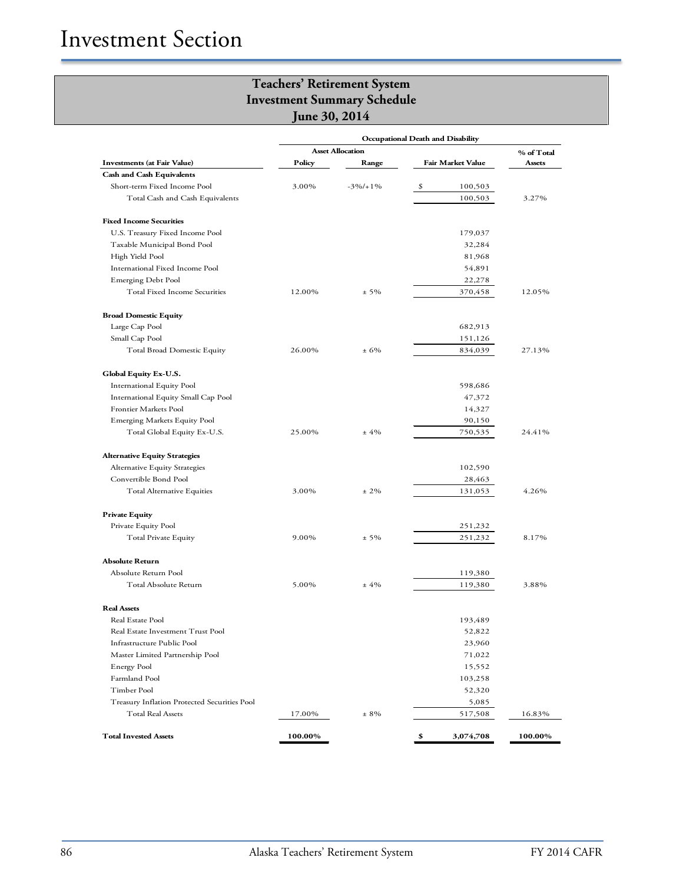# Investment Section

## Teachers' Retirement System
## Investment Summary Schedule
## June 30, 2014

| | Occupational Death and Disability | | | |
|---|---|---|---|---|
| | Asset Allocation | | | |
| Investments (at Fair Value) | Policy | Range | Fair Market Value | % of Total Assets |
| **Cash and Cash Equivalents** | | | | |
| Short-term Fixed Income Pool | 3.00% | -3%/+1% | $ 100,503 | |
| Total Cash and Cash Equivalents | | | 100,503 | 3.27% |
| **Fixed Income Securities** | | | | |
| U.S. Treasury Fixed Income Pool | | | 179,037 | |
| Taxable Municipal Bond Pool | | | 32,284 | |
| High Yield Pool | | | 81,968 | |
| International Fixed Income Pool | | | 54,891 | |
| Emerging Debt Pool | | | 22,278 | |
| Total Fixed Income Securities | 12.00% | ± 5% | 370,458 | 12.05% |
| **Broad Domestic Equity** | | | | |
| Large Cap Pool | | | 682,913 | |
| Small Cap Pool | | | 151,126 | |
| Total Broad Domestic Equity | 26.00% | ± 6% | 834,039 | 27.13% |
| **Global Equity Ex-U.S.** | | | | |
| International Equity Pool | | | 598,686 | |
| International Equity Small Cap Pool | | | 47,372 | |
| Frontier Markets Pool | | | 14,327 | |
| Emerging Markets Equity Pool | | | 90,150 | |
| Total Global Equity Ex-U.S. | 25.00% | ± 4% | 750,535 | 24.41% |
| **Alternative Equity Strategies** | | | | |
| Alternative Equity Strategies | | | 102,590 | |
| Convertible Bond Pool | | | 28,463 | |
| Total Alternative Equities | 3.00% | ± 2% | 131,053 | 4.26% |
| **Private Equity** | | | | |
| Private Equity Pool | | | 251,232 | |
| Total Private Equity | 9.00% | ± 5% | 251,232 | 8.17% |
| **Absolute Return** | | | | |
| Absolute Return Pool | | | 119,380 | |
| Total Absolute Return | 5.00% | ± 4% | 119,380 | 3.88% |
| **Real Assets** | | | | |
| Real Estate Pool | | | 193,489 | |
| Real Estate Investment Trust Pool | | | 52,822 | |
| Infrastructure Public Pool | | | 23,960 | |
| Master Limited Partnership Pool | | | 71,022 | |
| Energy Pool | | | 15,552 | |
| Farmland Pool | | | 103,258 | |
| Timber Pool | | | 52,320 | |
| Treasury Inflation Protected Securities Pool | | | 5,085 | |
| Total Real Assets | 17.00% | ± 8% | 517,508 | 16.83% |
| **Total Invested Assets** | **100.00%** | | **$ 3,074,708** | **100.00%** |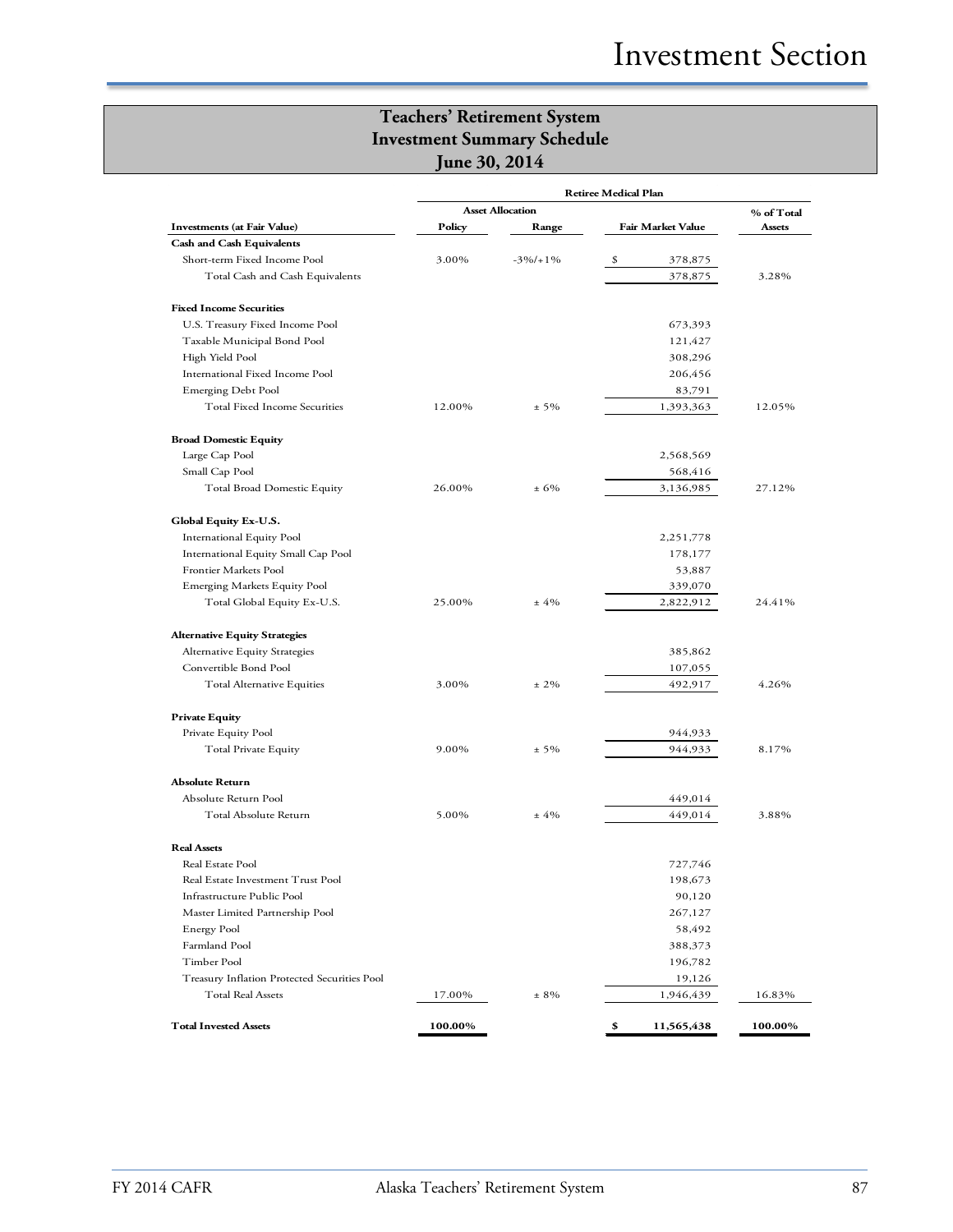## Teachers' Retirement System
## Investment Summary Schedule
## June 30, 2014

| Investments (at Fair Value) | Retiree Medical Plan – Asset Allocation – Policy | Range | Fair Market Value | % of Total Assets |
|---|---|---|---|---|
| **Cash and Cash Equivalents** | | | | |
| Short-term Fixed Income Pool | 3.00% | -3%/+1% | $ 378,875 | |
| Total Cash and Cash Equivalents | | | 378,875 | 3.28% |
| **Fixed Income Securities** | | | | |
| U.S. Treasury Fixed Income Pool | | | 673,393 | |
| Taxable Municipal Bond Pool | | | 121,427 | |
| High Yield Pool | | | 308,296 | |
| International Fixed Income Pool | | | 206,456 | |
| Emerging Debt Pool | | | 83,791 | |
| Total Fixed Income Securities | 12.00% | ± 5% | 1,393,363 | 12.05% |
| **Broad Domestic Equity** | | | | |
| Large Cap Pool | | | 2,568,569 | |
| Small Cap Pool | | | 568,416 | |
| Total Broad Domestic Equity | 26.00% | ± 6% | 3,136,985 | 27.12% |
| **Global Equity Ex-U.S.** | | | | |
| International Equity Pool | | | 2,251,778 | |
| International Equity Small Cap Pool | | | 178,177 | |
| Frontier Markets Pool | | | 53,887 | |
| Emerging Markets Equity Pool | | | 339,070 | |
| Total Global Equity Ex-U.S. | 25.00% | ± 4% | 2,822,912 | 24.41% |
| **Alternative Equity Strategies** | | | | |
| Alternative Equity Strategies | | | 385,862 | |
| Convertible Bond Pool | | | 107,055 | |
| Total Alternative Equities | 3.00% | ± 2% | 492,917 | 4.26% |
| **Private Equity** | | | | |
| Private Equity Pool | | | 944,933 | |
| Total Private Equity | 9.00% | ± 5% | 944,933 | 8.17% |
| **Absolute Return** | | | | |
| Absolute Return Pool | | | 449,014 | |
| Total Absolute Return | 5.00% | ± 4% | 449,014 | 3.88% |
| **Real Assets** | | | | |
| Real Estate Pool | | | 727,746 | |
| Real Estate Investment Trust Pool | | | 198,673 | |
| Infrastructure Public Pool | | | 90,120 | |
| Master Limited Partnership Pool | | | 267,127 | |
| Energy Pool | | | 58,492 | |
| Farmland Pool | | | 388,373 | |
| Timber Pool | | | 196,782 | |
| Treasury Inflation Protected Securities Pool | | | 19,126 | |
| Total Real Assets | 17.00% | ± 8% | 1,946,439 | 16.83% |
| **Total Invested Assets** | **100.00%** | | **$ 11,565,438** | **100.00%** |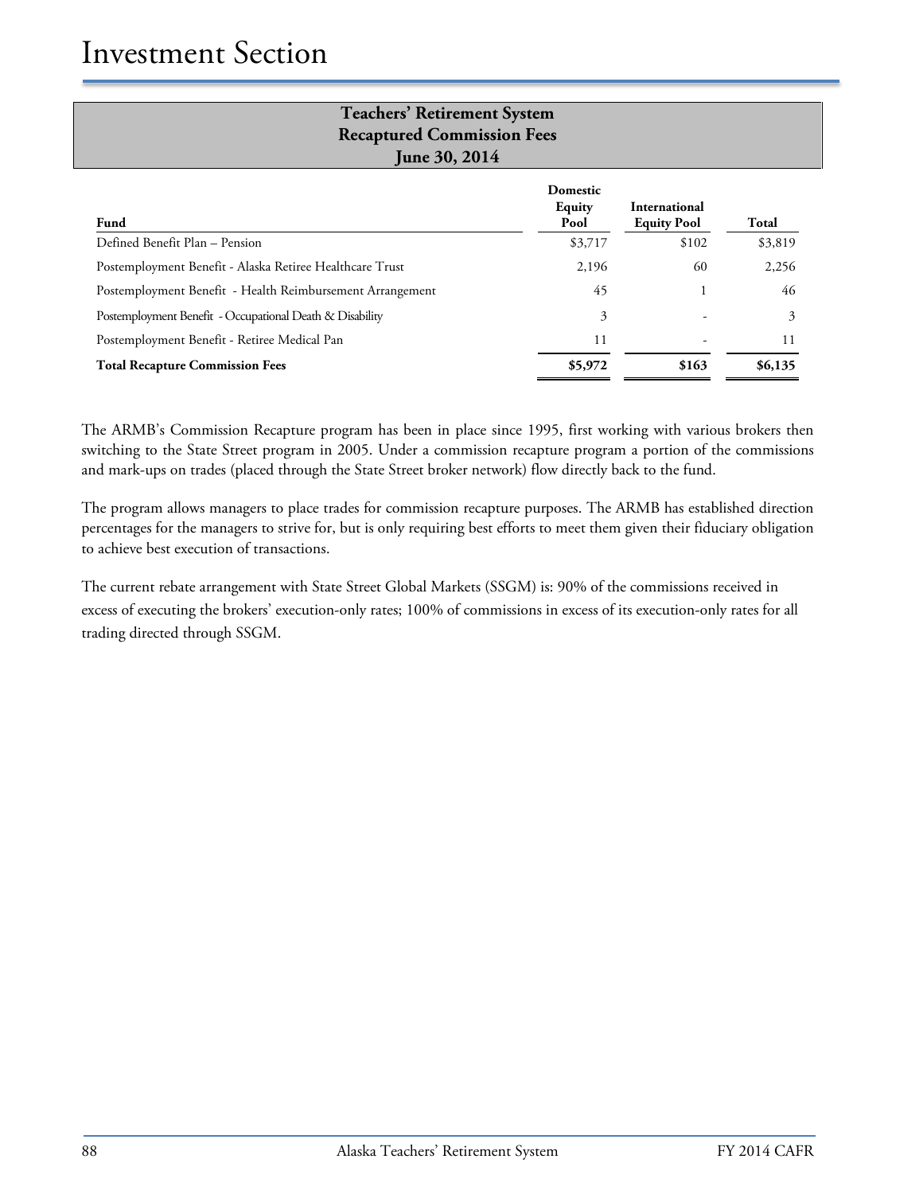# Investment Section

## Teachers' Retirement System
## Recaptured Commission Fees
## June 30, 2014

| Fund | Domestic Equity Pool | International Equity Pool | Total |
|---|---|---|---|
| Defined Benefit Plan – Pension | $3,717 | $102 | $3,819 |
| Postemployment Benefit - Alaska Retiree Healthcare Trust | 2,196 | 60 | 2,256 |
| Postemployment Benefit - Health Reimbursement Arrangement | 45 | 1 | 46 |
| Postemployment Benefit - Occupational Death & Disability | 3 | - | 3 |
| Postemployment Benefit - Retiree Medical Pan | 11 | - | 11 |
| **Total Recapture Commission Fees** | **$5,972** | **$163** | **$6,135** |

The ARMB's Commission Recapture program has been in place since 1995, first working with various brokers then switching to the State Street program in 2005. Under a commission recapture program a portion of the commissions and mark-ups on trades (placed through the State Street broker network) flow directly back to the fund.

The program allows managers to place trades for commission recapture purposes. The ARMB has established direction percentages for the managers to strive for, but is only requiring best efforts to meet them given their fiduciary obligation to achieve best execution of transactions.

The current rebate arrangement with State Street Global Markets (SSGM) is: 90% of the commissions received in excess of executing the brokers' execution-only rates; 100% of commissions in excess of its execution-only rates for all trading directed through SSGM.